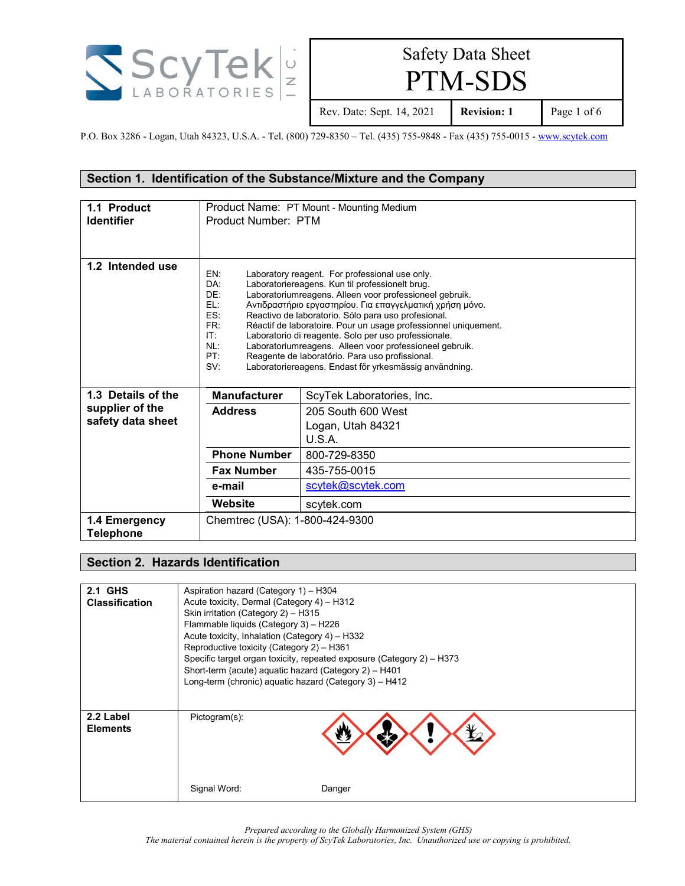# Safety Data Sheet
# PTM-SDS

Rev. Date: Sept. 14, 2021 | **Revision: 1**

P.O. Box 3286 - Logan, Utah 84323, U.S.A. - Tel. (800) 729-8350 – Tel. (435) 755-9848 - Fax (435) 755-0015 - www.scytek.com

## Section 1. Identification of the Substance/Mixture and the Company

**1.1 Product Identifier**

Product Name: PT Mount - Mounting Medium
Product Number: PTM

**1.2 Intended use**

| | |
|---|---|
| EN: | Laboratory reagent. For professional use only. |
| DA: | Laboratoriereagens. Kun til professionelt brug. |
| DE: | Laboratoriumreagens. Alleen voor professioneel gebruik. |
| EL: | Αντιδραστήριο εργαστηρίου. Για επαγγελματική χρήση μόνο. |
| ES: | Reactivo de laboratorio. Sólo para uso profesional. |
| FR: | Réactif de laboratoire. Pour un usage professionnel uniquement. |
| IT: | Laboratorio di reagente. Solo per uso professionale. |
| NL: | Laboratoriumreagens. Alleen voor professioneel gebruik. |
| PT: | Reagente de laboratório. Para uso profissional. |
| SV: | Laboratoriereagens. Endast för yrkesmässig användning. |

**1.3 Details of the supplier of the safety data sheet**

| | |
|---|---|
| **Manufacturer** | ScyTek Laboratories, Inc. |
| **Address** | 205 South 600 West<br>Logan, Utah 84321<br>U.S.A. |
| **Phone Number** | 800-729-8350 |
| **Fax Number** | 435-755-0015 |
| **e-mail** | scytek@scytek.com |
| **Website** | scytek.com |

**1.4 Emergency Telephone**

Chemtrec (USA): 1-800-424-9300

## Section 2. Hazards Identification

**2.1 GHS Classification**

Aspiration hazard (Category 1) – H304
Acute toxicity, Dermal (Category 4) – H312
Skin irritation (Category 2) – H315
Flammable liquids (Category 3) – H226
Acute toxicity, Inhalation (Category 4) – H332
Reproductive toxicity (Category 2) – H361
Specific target organ toxicity, repeated exposure (Category 2) – H373
Short-term (acute) aquatic hazard (Category 2) – H401
Long-term (chronic) aquatic hazard (Category 3) – H412

**2.2 Label Elements**

Pictogram(s):

Signal Word: Danger

*Prepared according to the Globally Harmonized System (GHS)*
*The material contained herein is the property of ScyTek Laboratories, Inc. Unauthorized use or copying is prohibited.*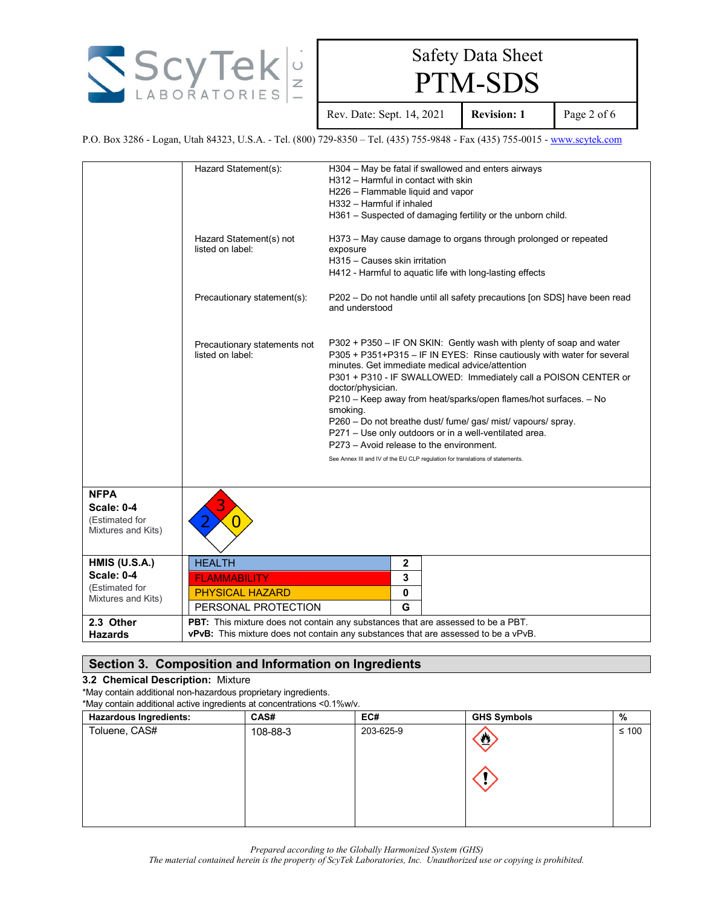| | | |
|---|---|---|
| | Hazard Statement(s): | H304 – May be fatal if swallowed and enters airways<br>H312 – Harmful in contact with skin<br>H226 – Flammable liquid and vapor<br>H332 – Harmful if inhaled<br>H361 – Suspected of damaging fertility or the unborn child. |
| | Hazard Statement(s) not listed on label: | H373 – May cause damage to organs through prolonged or repeated exposure<br>H315 – Causes skin irritation<br>H412 - Harmful to aquatic life with long-lasting effects |
| | Precautionary statement(s): | P202 – Do not handle until all safety precautions [on SDS] have been read and understood |
| | Precautionary statements not listed on label: | P302 + P350 – IF ON SKIN: Gently wash with plenty of soap and water<br>P305 + P351+P315 – IF IN EYES: Rinse cautiously with water for several minutes. Get immediate medical advice/attention<br>P301 + P310 - IF SWALLOWED: Immediately call a POISON CENTER or doctor/physician.<br>P210 – Keep away from heat/sparks/open flames/hot surfaces. – No smoking.<br>P260 – Do not breathe dust/ fume/ gas/ mist/ vapours/ spray.<br>P271 – Use only outdoors or in a well-ventilated area.<br>P273 – Avoid release to the environment.<br>See Annex III and IV of the EU CLP regulation for translations of statements. |
| **NFPA Scale: 0-4** (Estimated for Mixtures and Kits) | Health: 2, Flammability: 3, Instability: 0 | |
| **HMIS (U.S.A.) Scale: 0-4** (Estimated for Mixtures and Kits) | HEALTH: 2<br>FLAMMABILITY: 3<br>PHYSICAL HAZARD: 0<br>PERSONAL PROTECTION: G | |
| **2.3 Other Hazards** | **PBT:** This mixture does not contain any substances that are assessed to be a PBT.<br>**vPvB:** This mixture does not contain any substances that are assessed to be a vPvB. | |

## Section 3. Composition and Information on Ingredients

**3.2 Chemical Description:** Mixture

*May contain additional non-hazardous proprietary ingredients.
*May contain additional active ingredients at concentrations <0.1%w/v.

| Hazardous Ingredients: | CAS# | EC# | GHS Symbols | % |
|---|---|---|---|---|
| Toluene, CAS# | 108-88-3 | 203-625-9 | Flame, Exclamation mark | ≤ 100 |

*Prepared according to the Globally Harmonized System (GHS)*
*The material contained herein is the property of ScyTek Laboratories, Inc. Unauthorized use or copying is prohibited.*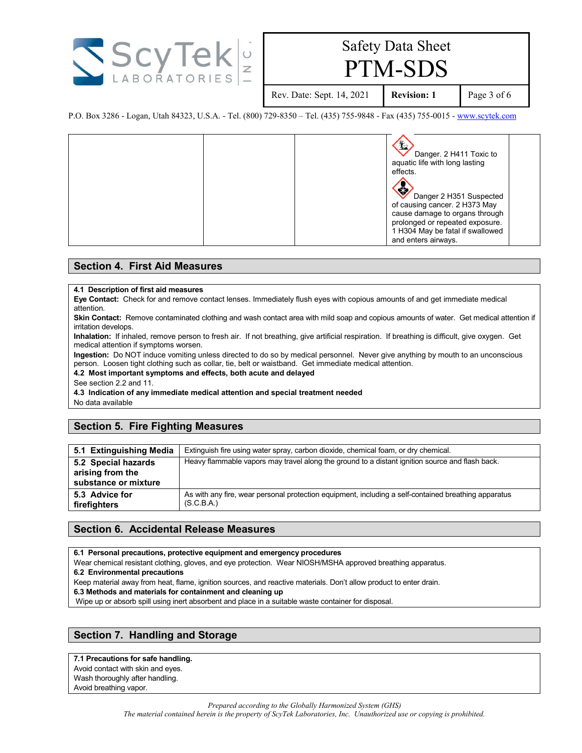| | | | | |
|---|---|---|---|---|
| | | | Danger. 2 H411 Toxic to aquatic life with long lasting effects.<br><br>Danger 2 H351 Suspected of causing cancer. 2 H373 May cause damage to organs through prolonged or repeated exposure. 1 H304 May be fatal if swallowed and enters airways. | |

## Section 4. First Aid Measures

**4.1 Description of first aid measures**

**Eye Contact:** Check for and remove contact lenses. Immediately flush eyes with copious amounts of and get immediate medical attention.

**Skin Contact:** Remove contaminated clothing and wash contact area with mild soap and copious amounts of water. Get medical attention if irritation develops.

**Inhalation:** If inhaled, remove person to fresh air. If not breathing, give artificial respiration. If breathing is difficult, give oxygen. Get medical attention if symptoms worsen.

**Ingestion:** Do NOT induce vomiting unless directed to do so by medical personnel. Never give anything by mouth to an unconscious person. Loosen tight clothing such as collar, tie, belt or waistband. Get immediate medical attention.

**4.2 Most important symptoms and effects, both acute and delayed**

See section 2.2 and 11.

**4.3 Indication of any immediate medical attention and special treatment needed**

No data available

## Section 5. Fire Fighting Measures

| | |
|---|---|
| **5.1 Extinguishing Media** | Extinguish fire using water spray, carbon dioxide, chemical foam, or dry chemical. |
| **5.2 Special hazards arising from the substance or mixture** | Heavy flammable vapors may travel along the ground to a distant ignition source and flash back. |
| **5.3 Advice for firefighters** | As with any fire, wear personal protection equipment, including a self-contained breathing apparatus (S.C.B.A.) |

## Section 6. Accidental Release Measures

**6.1 Personal precautions, protective equipment and emergency procedures**

Wear chemical resistant clothing, gloves, and eye protection. Wear NIOSH/MSHA approved breathing apparatus.

**6.2 Environmental precautions**

Keep material away from heat, flame, ignition sources, and reactive materials. Don't allow product to enter drain.

**6.3 Methods and materials for containment and cleaning up**

Wipe up or absorb spill using inert absorbent and place in a suitable waste container for disposal.

## Section 7. Handling and Storage

**7.1 Precautions for safe handling.**

Avoid contact with skin and eyes.
Wash thoroughly after handling.
Avoid breathing vapor.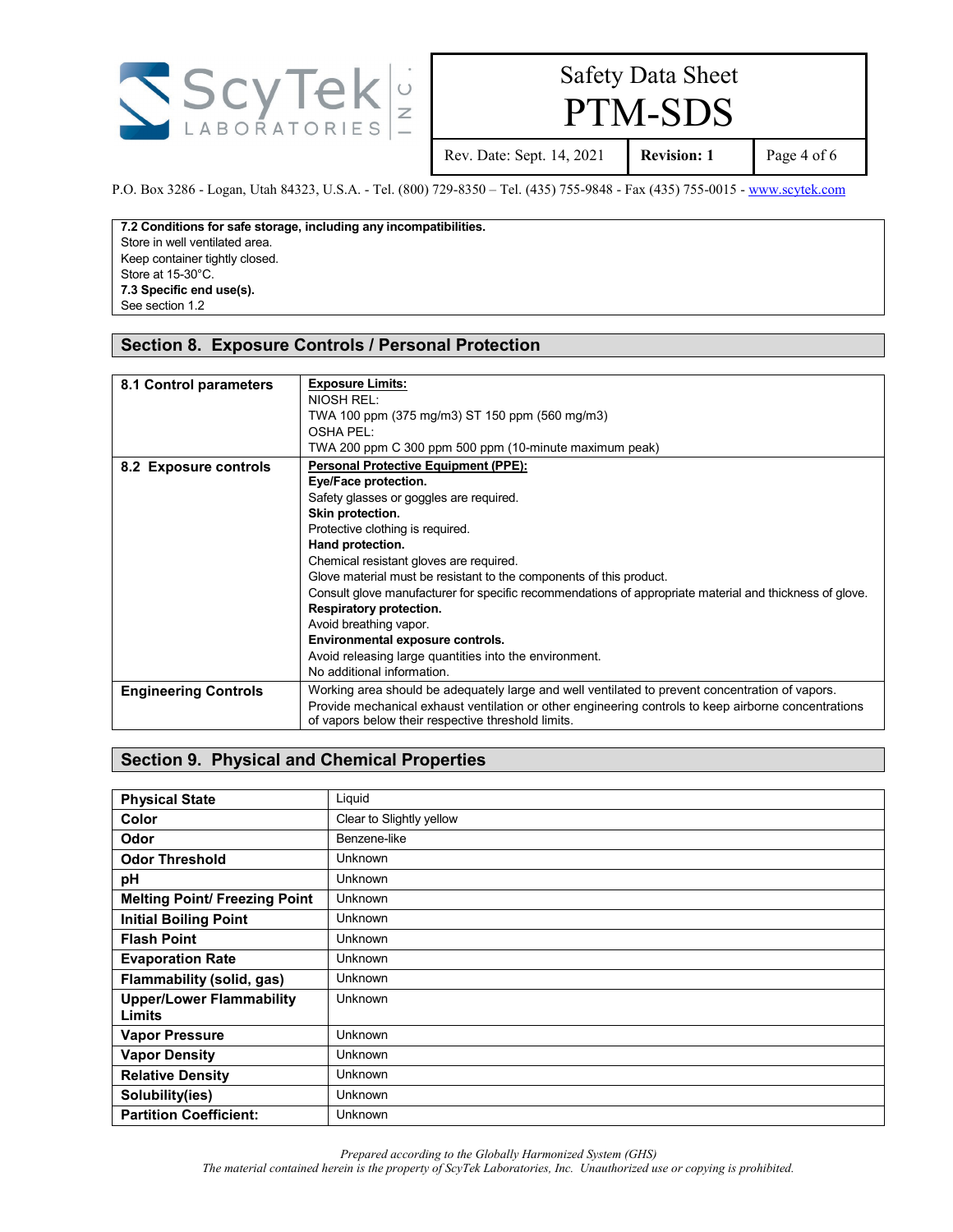**7.2 Conditions for safe storage, including any incompatibilities.**
Store in well ventilated area.
Keep container tightly closed.
Store at 15-30°C.
**7.3 Specific end use(s).**
See section 1.2

## Section 8. Exposure Controls / Personal Protection

| | |
|---|---|
| **8.1 Control parameters** | **Exposure Limits:**<br>NIOSH REL:<br>TWA 100 ppm (375 mg/m3) ST 150 ppm (560 mg/m3)<br>OSHA PEL:<br>TWA 200 ppm C 300 ppm 500 ppm (10-minute maximum peak) |
| **8.2 Exposure controls** | **Personal Protective Equipment (PPE):**<br>**Eye/Face protection.**<br>Safety glasses or goggles are required.<br>**Skin protection.**<br>Protective clothing is required.<br>**Hand protection.**<br>Chemical resistant gloves are required.<br>Glove material must be resistant to the components of this product.<br>Consult glove manufacturer for specific recommendations of appropriate material and thickness of glove.<br>**Respiratory protection.**<br>Avoid breathing vapor.<br>**Environmental exposure controls.**<br>Avoid releasing large quantities into the environment.<br>No additional information. |
| **Engineering Controls** | Working area should be adequately large and well ventilated to prevent concentration of vapors.<br>Provide mechanical exhaust ventilation or other engineering controls to keep airborne concentrations of vapors below their respective threshold limits. |

## Section 9. Physical and Chemical Properties

| | |
|---|---|
| **Physical State** | Liquid |
| **Color** | Clear to Slightly yellow |
| **Odor** | Benzene-like |
| **Odor Threshold** | Unknown |
| **pH** | Unknown |
| **Melting Point/ Freezing Point** | Unknown |
| **Initial Boiling Point** | Unknown |
| **Flash Point** | Unknown |
| **Evaporation Rate** | Unknown |
| **Flammability (solid, gas)** | Unknown |
| **Upper/Lower Flammability Limits** | Unknown |
| **Vapor Pressure** | Unknown |
| **Vapor Density** | Unknown |
| **Relative Density** | Unknown |
| **Solubility(ies)** | Unknown |
| **Partition Coefficient:** | Unknown |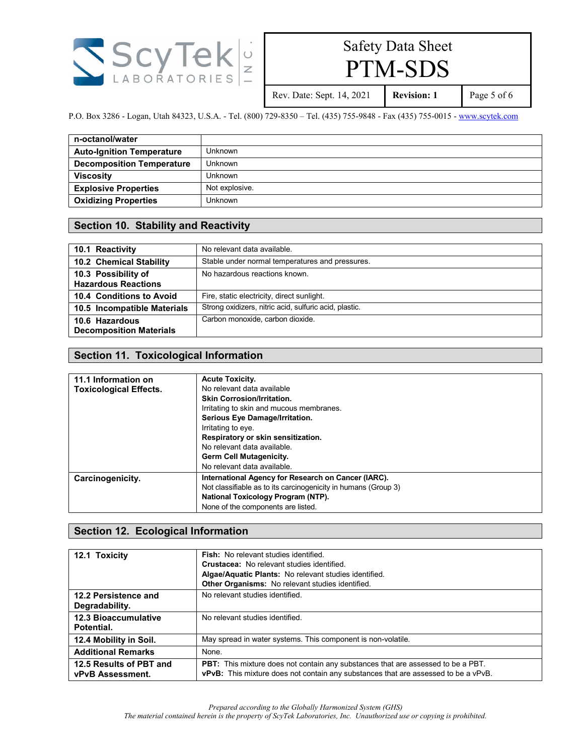| n-octanol/water | |
|---|---|
| **Auto-Ignition Temperature** | Unknown |
| **Decomposition Temperature** | Unknown |
| **Viscosity** | Unknown |
| **Explosive Properties** | Not explosive. |
| **Oxidizing Properties** | Unknown |

## Section 10. Stability and Reactivity

| | |
|---|---|
| **10.1 Reactivity** | No relevant data available. |
| **10.2 Chemical Stability** | Stable under normal temperatures and pressures. |
| **10.3 Possibility of Hazardous Reactions** | No hazardous reactions known. |
| **10.4 Conditions to Avoid** | Fire, static electricity, direct sunlight. |
| **10.5 Incompatible Materials** | Strong oxidizers, nitric acid, sulfuric acid, plastic. |
| **10.6 Hazardous Decomposition Materials** | Carbon monoxide, carbon dioxide. |

## Section 11. Toxicological Information

| | |
|---|---|
| **11.1 Information on Toxicological Effects.** | **Acute Toxicity.**<br>No relevant data available<br>**Skin Corrosion/Irritation.**<br>Irritating to skin and mucous membranes.<br>**Serious Eye Damage/Irritation.**<br>Irritating to eye.<br>**Respiratory or skin sensitization.**<br>No relevant data available.<br>**Germ Cell Mutagenicity.**<br>No relevant data available. |
| **Carcinogenicity.** | **International Agency for Research on Cancer (IARC).**<br>Not classifiable as to its carcinogenicity in humans (Group 3)<br>**National Toxicology Program (NTP).**<br>None of the components are listed. |

## Section 12. Ecological Information

| | |
|---|---|
| **12.1 Toxicity** | **Fish:** No relevant studies identified.<br>**Crustacea:** No relevant studies identified.<br>**Algae/Aquatic Plants:** No relevant studies identified.<br>**Other Organisms:** No relevant studies identified. |
| **12.2 Persistence and Degradability.** | No relevant studies identified. |
| **12.3 Bioaccumulative Potential.** | No relevant studies identified. |
| **12.4 Mobility in Soil.** | May spread in water systems. This component is non-volatile. |
| **Additional Remarks** | None. |
| **12.5 Results of PBT and vPvB Assessment.** | **PBT:** This mixture does not contain any substances that are assessed to be a PBT.<br>**vPvB:** This mixture does not contain any substances that are assessed to be a vPvB. |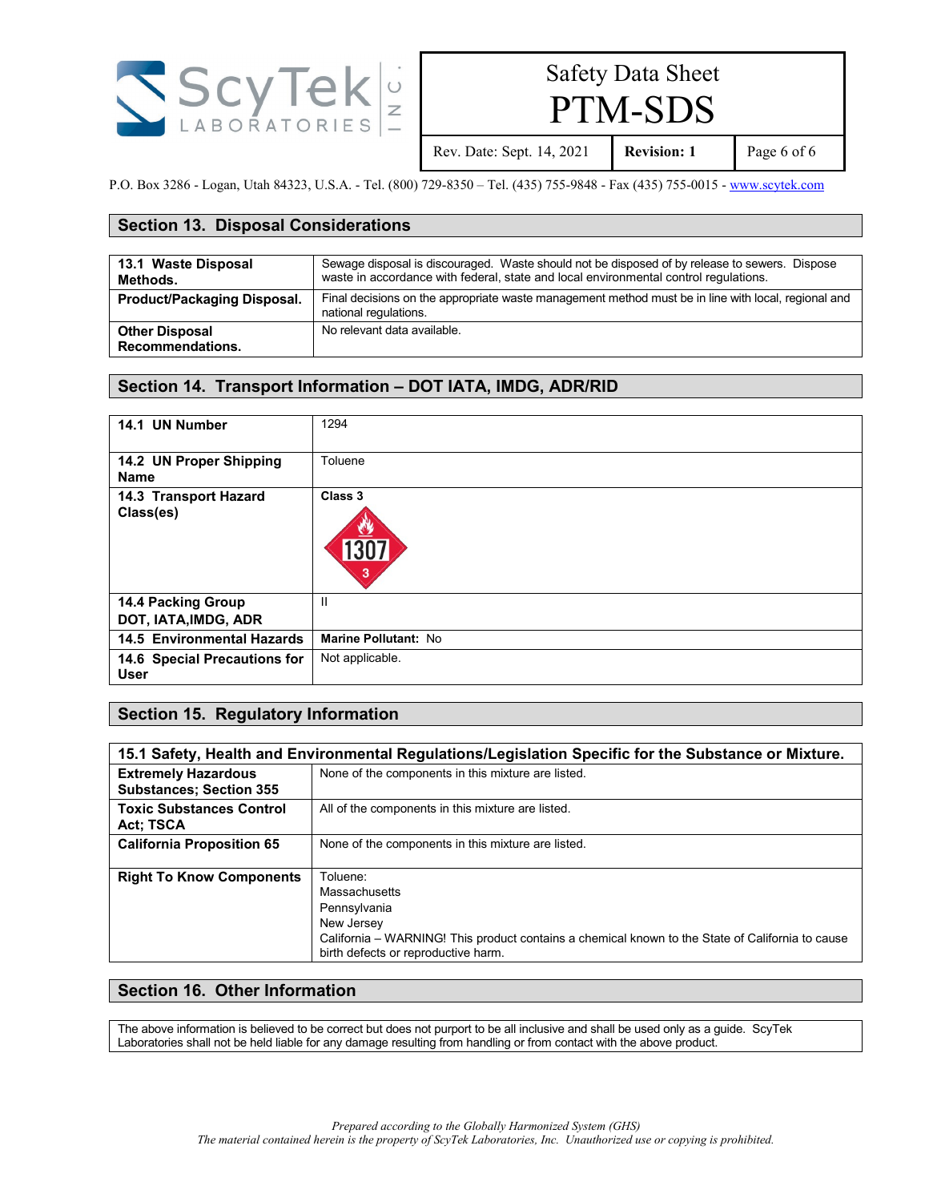## Section 13. Disposal Considerations

| | |
|---|---|
| **13.1 Waste Disposal Methods.** | Sewage disposal is discouraged. Waste should not be disposed of by release to sewers. Dispose waste in accordance with federal, state and local environmental control regulations. |
| **Product/Packaging Disposal.** | Final decisions on the appropriate waste management method must be in line with local, regional and national regulations. |
| **Other Disposal Recommendations.** | No relevant data available. |

## Section 14. Transport Information – DOT IATA, IMDG, ADR/RID

| | |
|---|---|
| **14.1 UN Number** | 1294 |
| **14.2 UN Proper Shipping Name** | Toluene |
| **14.3 Transport Hazard Class(es)** | **Class 3** 1307 3 |
| **14.4 Packing Group DOT, IATA,IMDG, ADR** | II |
| **14.5 Environmental Hazards** | **Marine Pollutant:** No |
| **14.6 Special Precautions for User** | Not applicable. |

## Section 15. Regulatory Information

| **15.1 Safety, Health and Environmental Regulations/Legislation Specific for the Substance or Mixture.** | |
|---|---|
| **Extremely Hazardous Substances; Section 355** | None of the components in this mixture are listed. |
| **Toxic Substances Control Act; TSCA** | All of the components in this mixture are listed. |
| **California Proposition 65** | None of the components in this mixture are listed. |
| **Right To Know Components** | Toluene:<br>Massachusetts<br>Pennsylvania<br>New Jersey<br>California – WARNING! This product contains a chemical known to the State of California to cause birth defects or reproductive harm. |

## Section 16. Other Information

The above information is believed to be correct but does not purport to be all inclusive and shall be used only as a guide. ScyTek Laboratories shall not be held liable for any damage resulting from handling or from contact with the above product.

*Prepared according to the Globally Harmonized System (GHS)*
*The material contained herein is the property of ScyTek Laboratories, Inc. Unauthorized use or copying is prohibited.*